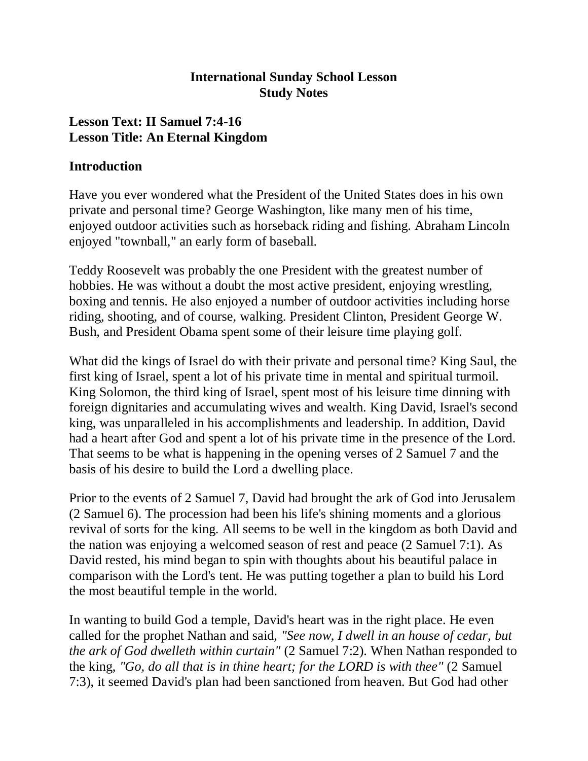**International Sunday School Lesson**
**Study Notes**

## Lesson Text: II Samuel 7:4-16
## Lesson Title: An Eternal Kingdom

### Introduction

Have you ever wondered what the President of the United States does in his own private and personal time? George Washington, like many men of his time, enjoyed outdoor activities such as horseback riding and fishing. Abraham Lincoln enjoyed "townball," an early form of baseball.

Teddy Roosevelt was probably the one President with the greatest number of hobbies. He was without a doubt the most active president, enjoying wrestling, boxing and tennis. He also enjoyed a number of outdoor activities including horse riding, shooting, and of course, walking. President Clinton, President George W. Bush, and President Obama spent some of their leisure time playing golf.

What did the kings of Israel do with their private and personal time? King Saul, the first king of Israel, spent a lot of his private time in mental and spiritual turmoil. King Solomon, the third king of Israel, spent most of his leisure time dinning with foreign dignitaries and accumulating wives and wealth. King David, Israel's second king, was unparalleled in his accomplishments and leadership. In addition, David had a heart after God and spent a lot of his private time in the presence of the Lord. That seems to be what is happening in the opening verses of 2 Samuel 7 and the basis of his desire to build the Lord a dwelling place.

Prior to the events of 2 Samuel 7, David had brought the ark of God into Jerusalem (2 Samuel 6). The procession had been his life's shining moments and a glorious revival of sorts for the king. All seems to be well in the kingdom as both David and the nation was enjoying a welcomed season of rest and peace (2 Samuel 7:1). As David rested, his mind began to spin with thoughts about his beautiful palace in comparison with the Lord's tent. He was putting together a plan to build his Lord the most beautiful temple in the world.

In wanting to build God a temple, David's heart was in the right place. He even called for the prophet Nathan and said, *"See now, I dwell in an house of cedar, but the ark of God dwelleth within curtain"* (2 Samuel 7:2). When Nathan responded to the king, *"Go, do all that is in thine heart; for the LORD is with thee"* (2 Samuel 7:3), it seemed David's plan had been sanctioned from heaven. But God had other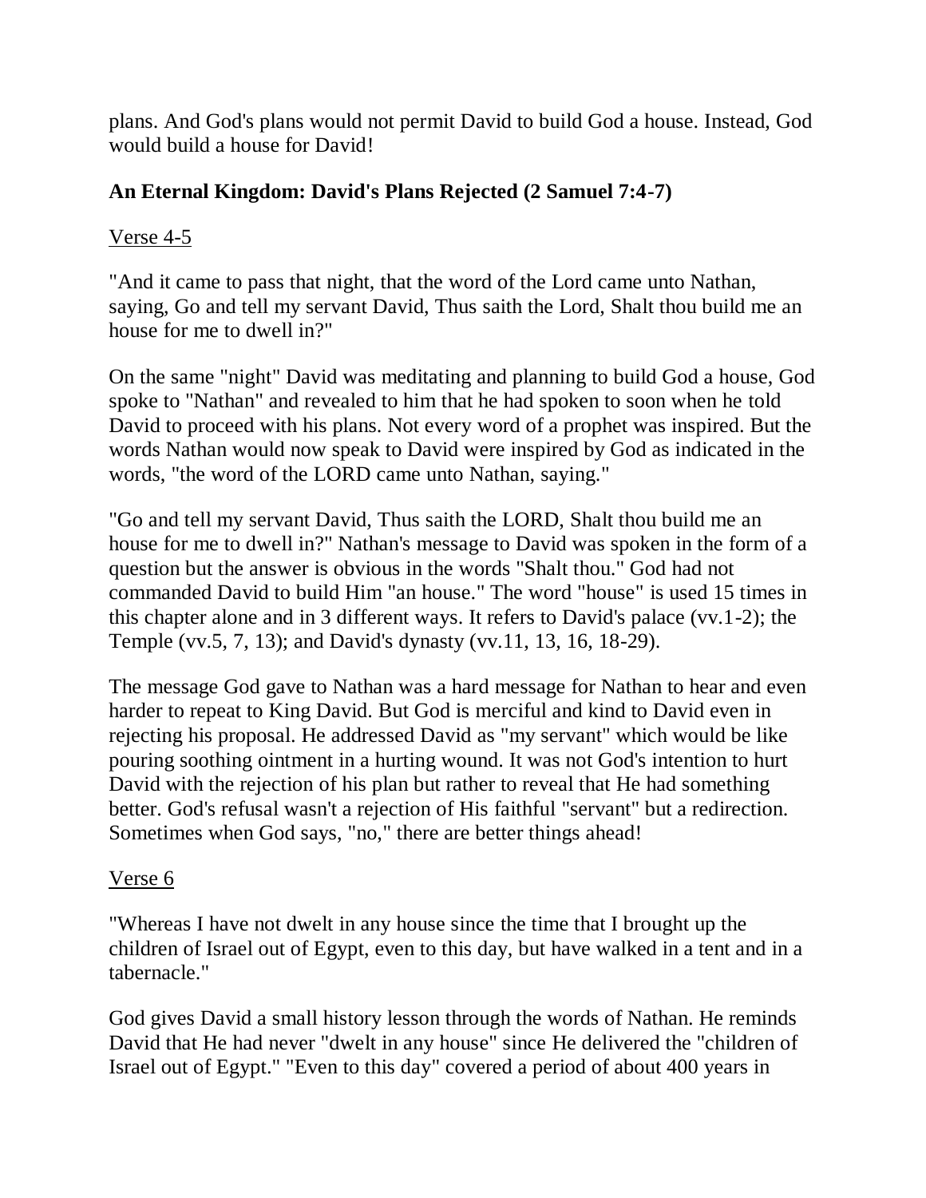plans. And God's plans would not permit David to build God a house. Instead, God would build a house for David!

## An Eternal Kingdom: David's Plans Rejected (2 Samuel 7:4-7)

Verse 4-5

"And it came to pass that night, that the word of the Lord came unto Nathan, saying, Go and tell my servant David, Thus saith the Lord, Shalt thou build me an house for me to dwell in?"

On the same "night" David was meditating and planning to build God a house, God spoke to "Nathan" and revealed to him that he had spoken to soon when he told David to proceed with his plans. Not every word of a prophet was inspired. But the words Nathan would now speak to David were inspired by God as indicated in the words, "the word of the LORD came unto Nathan, saying."

"Go and tell my servant David, Thus saith the LORD, Shalt thou build me an house for me to dwell in?" Nathan's message to David was spoken in the form of a question but the answer is obvious in the words "Shalt thou." God had not commanded David to build Him "an house." The word "house" is used 15 times in this chapter alone and in 3 different ways. It refers to David's palace (vv.1-2); the Temple (vv.5, 7, 13); and David's dynasty (vv.11, 13, 16, 18-29).

The message God gave to Nathan was a hard message for Nathan to hear and even harder to repeat to King David. But God is merciful and kind to David even in rejecting his proposal. He addressed David as "my servant" which would be like pouring soothing ointment in a hurting wound. It was not God's intention to hurt David with the rejection of his plan but rather to reveal that He had something better. God's refusal wasn't a rejection of His faithful "servant" but a redirection. Sometimes when God says, "no," there are better things ahead!

Verse 6

"Whereas I have not dwelt in any house since the time that I brought up the children of Israel out of Egypt, even to this day, but have walked in a tent and in a tabernacle."

God gives David a small history lesson through the words of Nathan. He reminds David that He had never "dwelt in any house" since He delivered the "children of Israel out of Egypt." "Even to this day" covered a period of about 400 years in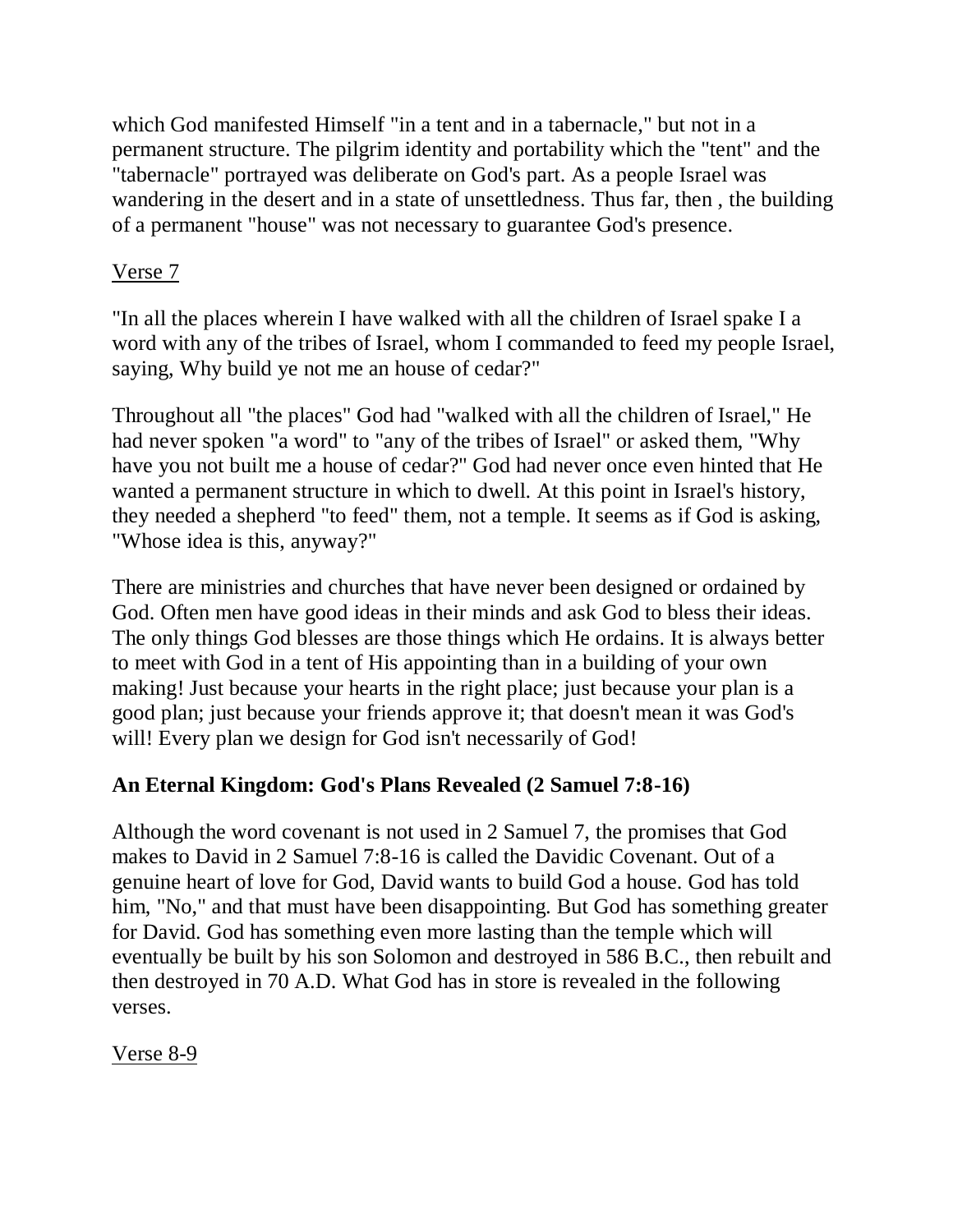which God manifested Himself "in a tent and in a tabernacle," but not in a permanent structure. The pilgrim identity and portability which the "tent" and the "tabernacle" portrayed was deliberate on God's part. As a people Israel was wandering in the desert and in a state of unsettledness. Thus far, then , the building of a permanent "house" was not necessary to guarantee God's presence.

Verse 7

"In all the places wherein I have walked with all the children of Israel spake I a word with any of the tribes of Israel, whom I commanded to feed my people Israel, saying, Why build ye not me an house of cedar?"

Throughout all "the places" God had "walked with all the children of Israel," He had never spoken "a word" to "any of the tribes of Israel" or asked them, "Why have you not built me a house of cedar?" God had never once even hinted that He wanted a permanent structure in which to dwell. At this point in Israel's history, they needed a shepherd "to feed" them, not a temple. It seems as if God is asking, "Whose idea is this, anyway?"

There are ministries and churches that have never been designed or ordained by God. Often men have good ideas in their minds and ask God to bless their ideas. The only things God blesses are those things which He ordains. It is always better to meet with God in a tent of His appointing than in a building of your own making! Just because your hearts in the right place; just because your plan is a good plan; just because your friends approve it; that doesn't mean it was God's will! Every plan we design for God isn't necessarily of God!

## An Eternal Kingdom: God's Plans Revealed (2 Samuel 7:8-16)

Although the word covenant is not used in 2 Samuel 7, the promises that God makes to David in 2 Samuel 7:8-16 is called the Davidic Covenant. Out of a genuine heart of love for God, David wants to build God a house. God has told him, "No," and that must have been disappointing. But God has something greater for David. God has something even more lasting than the temple which will eventually be built by his son Solomon and destroyed in 586 B.C., then rebuilt and then destroyed in 70 A.D. What God has in store is revealed in the following verses.

Verse 8-9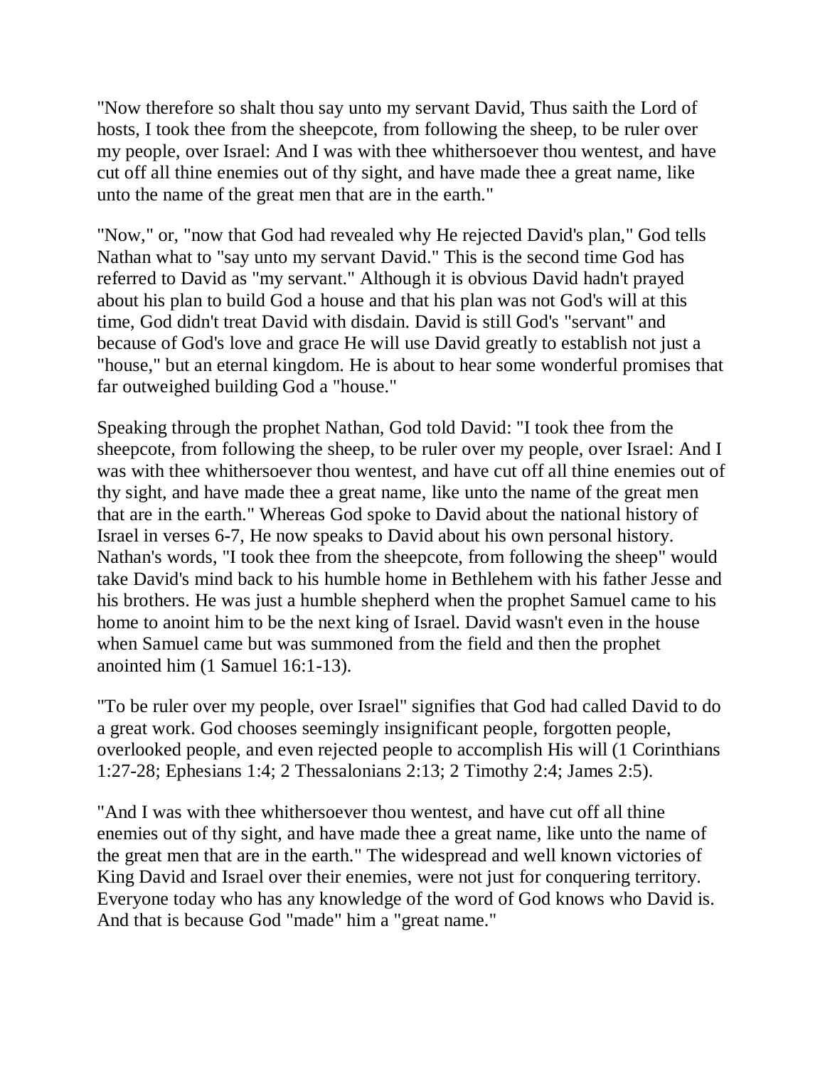"Now therefore so shalt thou say unto my servant David, Thus saith the Lord of hosts, I took thee from the sheepcote, from following the sheep, to be ruler over my people, over Israel: And I was with thee whithersoever thou wentest, and have cut off all thine enemies out of thy sight, and have made thee a great name, like unto the name of the great men that are in the earth."

"Now," or, "now that God had revealed why He rejected David's plan," God tells Nathan what to "say unto my servant David." This is the second time God has referred to David as "my servant." Although it is obvious David hadn't prayed about his plan to build God a house and that his plan was not God's will at this time, God didn't treat David with disdain. David is still God's "servant" and because of God's love and grace He will use David greatly to establish not just a "house," but an eternal kingdom. He is about to hear some wonderful promises that far outweighed building God a "house."

Speaking through the prophet Nathan, God told David: "I took thee from the sheepcote, from following the sheep, to be ruler over my people, over Israel: And I was with thee whithersoever thou wentest, and have cut off all thine enemies out of thy sight, and have made thee a great name, like unto the name of the great men that are in the earth." Whereas God spoke to David about the national history of Israel in verses 6-7, He now speaks to David about his own personal history. Nathan's words, "I took thee from the sheepcote, from following the sheep" would take David's mind back to his humble home in Bethlehem with his father Jesse and his brothers. He was just a humble shepherd when the prophet Samuel came to his home to anoint him to be the next king of Israel. David wasn't even in the house when Samuel came but was summoned from the field and then the prophet anointed him (1 Samuel 16:1-13).

"To be ruler over my people, over Israel" signifies that God had called David to do a great work. God chooses seemingly insignificant people, forgotten people, overlooked people, and even rejected people to accomplish His will (1 Corinthians 1:27-28; Ephesians 1:4; 2 Thessalonians 2:13; 2 Timothy 2:4; James 2:5).

"And I was with thee whithersoever thou wentest, and have cut off all thine enemies out of thy sight, and have made thee a great name, like unto the name of the great men that are in the earth." The widespread and well known victories of King David and Israel over their enemies, were not just for conquering territory. Everyone today who has any knowledge of the word of God knows who David is. And that is because God "made" him a "great name."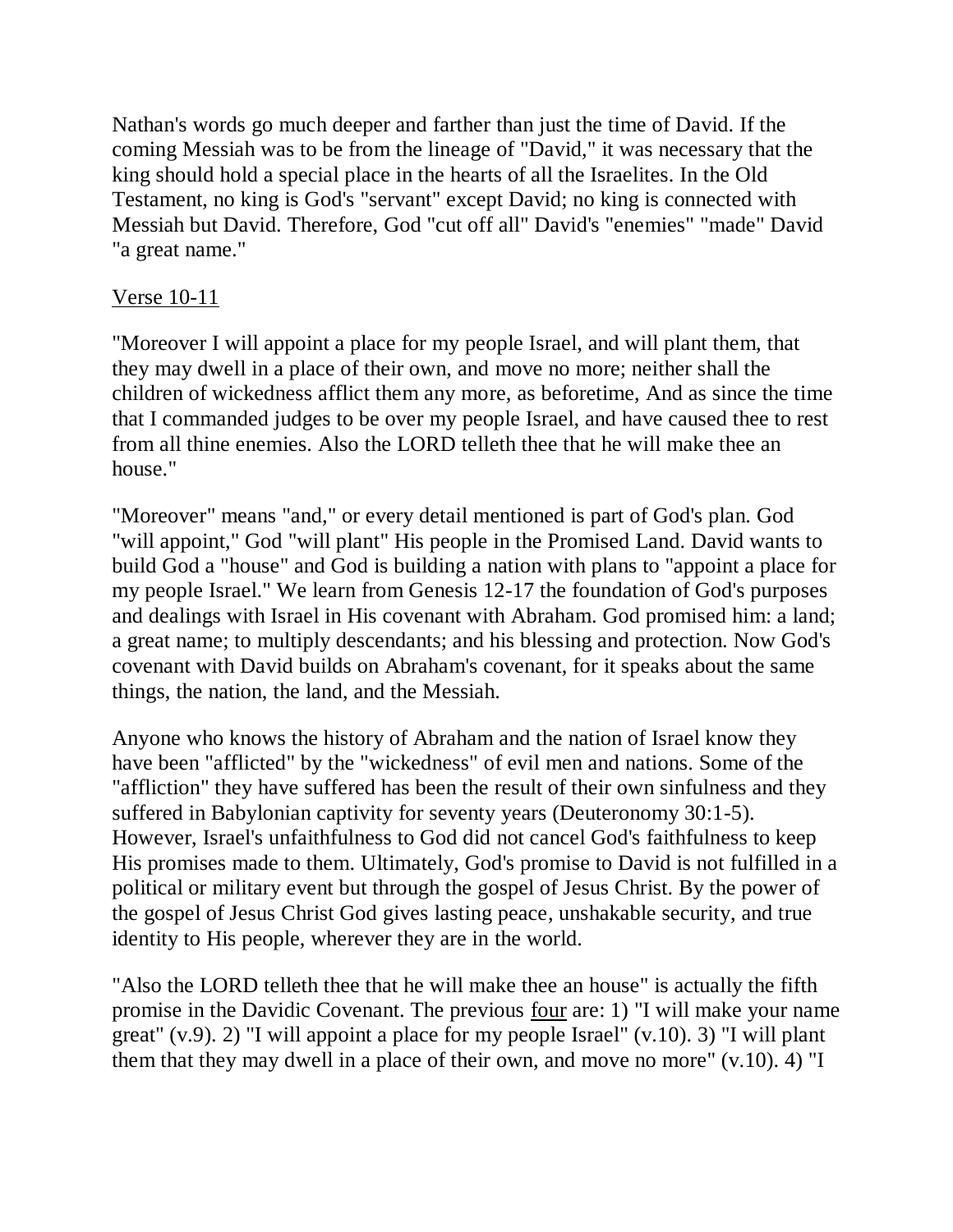Nathan's words go much deeper and farther than just the time of David. If the coming Messiah was to be from the lineage of "David," it was necessary that the king should hold a special place in the hearts of all the Israelites. In the Old Testament, no king is God's "servant" except David; no king is connected with Messiah but David. Therefore, God "cut off all" David's "enemies" "made" David "a great name."

<u>Verse 10-11</u>

"Moreover I will appoint a place for my people Israel, and will plant them, that they may dwell in a place of their own, and move no more; neither shall the children of wickedness afflict them any more, as beforetime, And as since the time that I commanded judges to be over my people Israel, and have caused thee to rest from all thine enemies. Also the LORD telleth thee that he will make thee an house."

"Moreover" means "and," or every detail mentioned is part of God's plan. God "will appoint," God "will plant" His people in the Promised Land. David wants to build God a "house" and God is building a nation with plans to "appoint a place for my people Israel." We learn from Genesis 12-17 the foundation of God's purposes and dealings with Israel in His covenant with Abraham. God promised him: a land; a great name; to multiply descendants; and his blessing and protection. Now God's covenant with David builds on Abraham's covenant, for it speaks about the same things, the nation, the land, and the Messiah.

Anyone who knows the history of Abraham and the nation of Israel know they have been "afflicted" by the "wickedness" of evil men and nations. Some of the "affliction" they have suffered has been the result of their own sinfulness and they suffered in Babylonian captivity for seventy years (Deuteronomy 30:1-5). However, Israel's unfaithfulness to God did not cancel God's faithfulness to keep His promises made to them. Ultimately, God's promise to David is not fulfilled in a political or military event but through the gospel of Jesus Christ. By the power of the gospel of Jesus Christ God gives lasting peace, unshakable security, and true identity to His people, wherever they are in the world.

"Also the LORD telleth thee that he will make thee an house" is actually the fifth promise in the Davidic Covenant. The previous <u>four</u> are: 1) "I will make your name great" (v.9). 2) "I will appoint a place for my people Israel" (v.10). 3) "I will plant them that they may dwell in a place of their own, and move no more" (v.10). 4) "I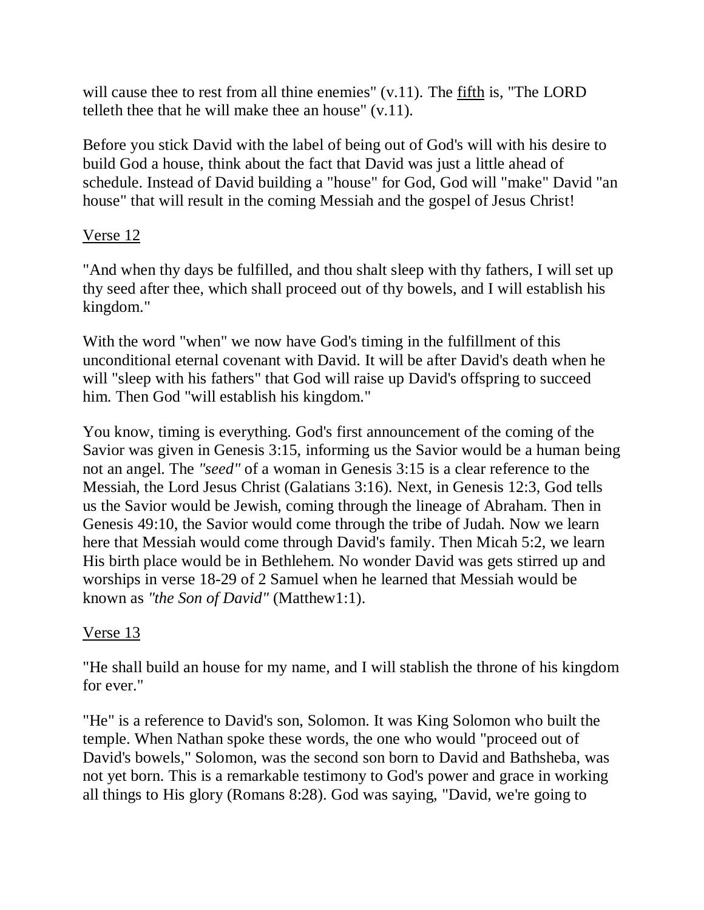will cause thee to rest from all thine enemies" (v.11). The <u>fifth</u> is, "The LORD telleth thee that he will make thee an house" (v.11).

Before you stick David with the label of being out of God's will with his desire to build God a house, think about the fact that David was just a little ahead of schedule. Instead of David building a "house" for God, God will "make" David "an house" that will result in the coming Messiah and the gospel of Jesus Christ!

<u>Verse 12</u>

"And when thy days be fulfilled, and thou shalt sleep with thy fathers, I will set up thy seed after thee, which shall proceed out of thy bowels, and I will establish his kingdom."

With the word "when" we now have God's timing in the fulfillment of this unconditional eternal covenant with David. It will be after David's death when he will "sleep with his fathers" that God will raise up David's offspring to succeed him. Then God "will establish his kingdom."

You know, timing is everything. God's first announcement of the coming of the Savior was given in Genesis 3:15, informing us the Savior would be a human being not an angel. The *"seed"* of a woman in Genesis 3:15 is a clear reference to the Messiah, the Lord Jesus Christ (Galatians 3:16). Next, in Genesis 12:3, God tells us the Savior would be Jewish, coming through the lineage of Abraham. Then in Genesis 49:10, the Savior would come through the tribe of Judah. Now we learn here that Messiah would come through David's family. Then Micah 5:2, we learn His birth place would be in Bethlehem. No wonder David was gets stirred up and worships in verse 18-29 of 2 Samuel when he learned that Messiah would be known as *"the Son of David"* (Matthew1:1).

<u>Verse 13</u>

"He shall build an house for my name, and I will stablish the throne of his kingdom for ever."

"He" is a reference to David's son, Solomon. It was King Solomon who built the temple. When Nathan spoke these words, the one who would "proceed out of David's bowels," Solomon, was the second son born to David and Bathsheba, was not yet born. This is a remarkable testimony to God's power and grace in working all things to His glory (Romans 8:28). God was saying, "David, we're going to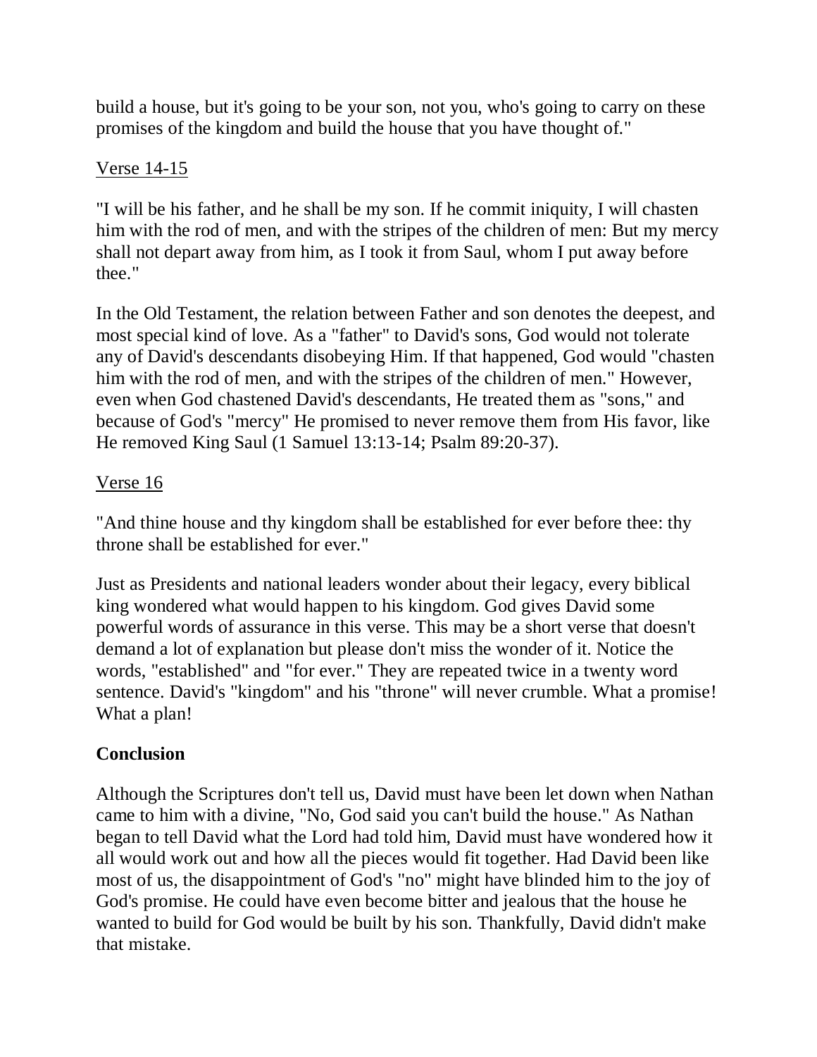build a house, but it's going to be your son, not you, who's going to carry on these promises of the kingdom and build the house that you have thought of."

<u>Verse 14-15</u>

"I will be his father, and he shall be my son. If he commit iniquity, I will chasten him with the rod of men, and with the stripes of the children of men: But my mercy shall not depart away from him, as I took it from Saul, whom I put away before thee."

In the Old Testament, the relation between Father and son denotes the deepest, and most special kind of love. As a "father" to David's sons, God would not tolerate any of David's descendants disobeying Him. If that happened, God would "chasten him with the rod of men, and with the stripes of the children of men." However, even when God chastened David's descendants, He treated them as "sons," and because of God's "mercy" He promised to never remove them from His favor, like He removed King Saul (1 Samuel 13:13-14; Psalm 89:20-37).

<u>Verse 16</u>

"And thine house and thy kingdom shall be established for ever before thee: thy throne shall be established for ever."

Just as Presidents and national leaders wonder about their legacy, every biblical king wondered what would happen to his kingdom. God gives David some powerful words of assurance in this verse. This may be a short verse that doesn't demand a lot of explanation but please don't miss the wonder of it. Notice the words, "established" and "for ever." They are repeated twice in a twenty word sentence. David's "kingdom" and his "throne" will never crumble. What a promise! What a plan!

**Conclusion**

Although the Scriptures don't tell us, David must have been let down when Nathan came to him with a divine, "No, God said you can't build the house." As Nathan began to tell David what the Lord had told him, David must have wondered how it all would work out and how all the pieces would fit together. Had David been like most of us, the disappointment of God's "no" might have blinded him to the joy of God's promise. He could have even become bitter and jealous that the house he wanted to build for God would be built by his son. Thankfully, David didn't make that mistake.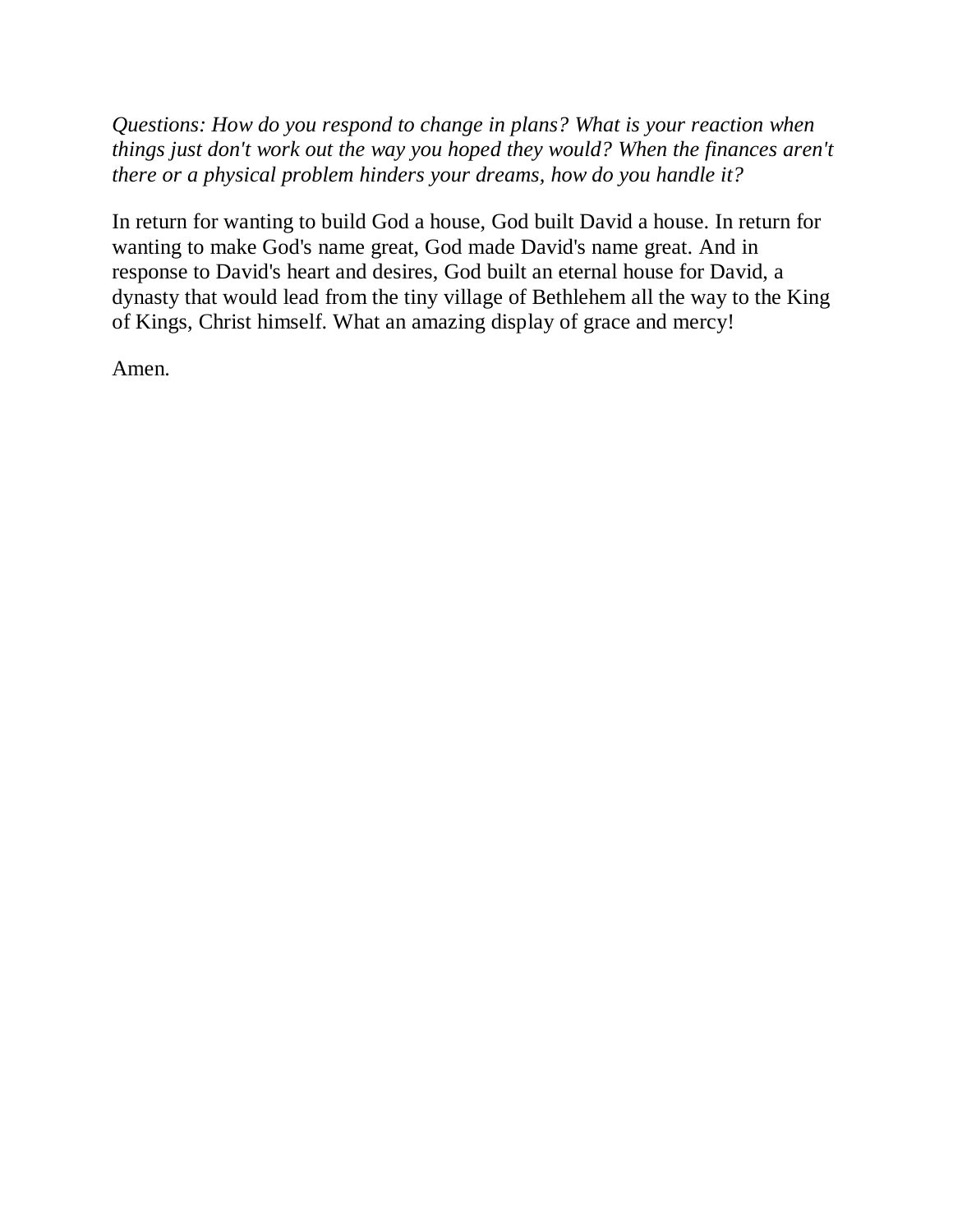*Questions: How do you respond to change in plans? What is your reaction when things just don't work out the way you hoped they would? When the finances aren't there or a physical problem hinders your dreams, how do you handle it?*

In return for wanting to build God a house, God built David a house. In return for wanting to make God's name great, God made David's name great. And in response to David's heart and desires, God built an eternal house for David, a dynasty that would lead from the tiny village of Bethlehem all the way to the King of Kings, Christ himself. What an amazing display of grace and mercy!

Amen.